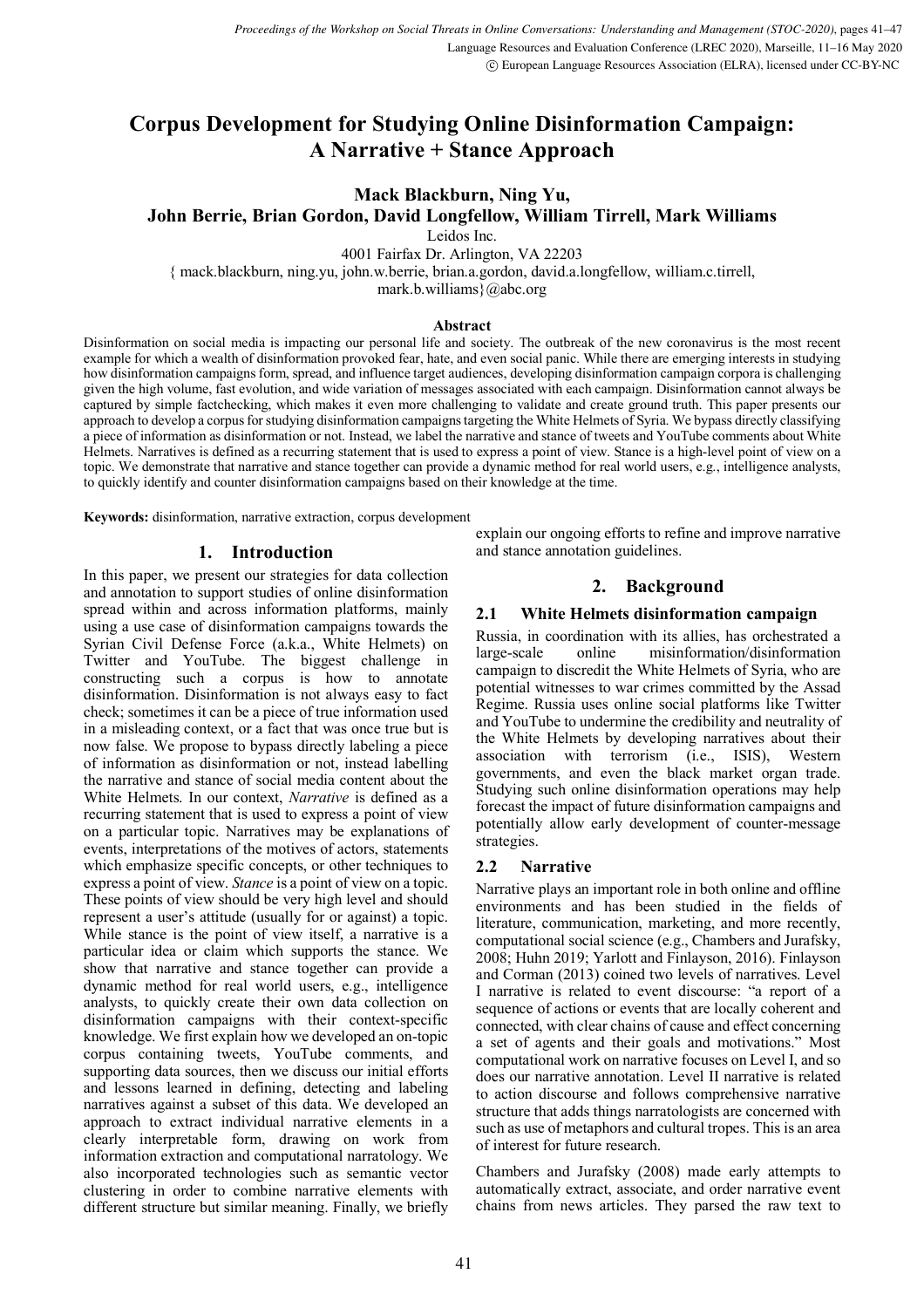# Corpus Development for Studying Online Disinformation Campaign: A Narrative + Stance Approach

**Mack Blackburn, Ning Yu, John Berrie, Brian Gordon, David Longfellow, William Tirrell, Mark Williams**

Leidos Inc.

4001 Fairfax Dr. Arlington, VA 22203

{ mack.blackburn, ning.yu, john.w.berrie, brian.a.gordon, david.a.longfellow, william.c.tirrell, mark.b.williams}@abc.org

## Abstract

Disinformation on social media is impacting our personal life and society. The outbreak of the new coronavirus is the most recent example for which a wealth of disinformation provoked fear, hate, and even social panic. While there are emerging interests in studying how disinformation campaigns form, spread, and influence target audiences, developing disinformation campaign corpora is challenging given the high volume, fast evolution, and wide variation of messages associated with each campaign. Disinformation cannot always be captured by simple factchecking, which makes it even more challenging to validate and create ground truth. This paper presents our approach to develop a corpus for studying disinformation campaigns targeting the White Helmets of Syria. We bypass directly classifying a piece of information as disinformation or not. Instead, we label the narrative and stance of tweets and YouTube comments about White Helmets. Narratives is defined as a recurring statement that is used to express a point of view. Stance is a high-level point of view on a topic. We demonstrate that narrative and stance together can provide a dynamic method for real world users, e.g., intelligence analysts, to quickly identify and counter disinformation campaigns based on their knowledge at the time.

**Keywords:** disinformation, narrative extraction, corpus development

## 1. Introduction

In this paper, we present our strategies for data collection and annotation to support studies of online disinformation spread within and across information platforms, mainly using a use case of disinformation campaigns towards the Syrian Civil Defense Force (a.k.a., White Helmets) on Twitter and YouTube. The biggest challenge in constructing such a corpus is how to annotate disinformation. Disinformation is not always easy to fact check; sometimes it can be a piece of true information used in a misleading context, or a fact that was once true but is now false. We propose to bypass directly labeling a piece of information as disinformation or not, instead labelling the narrative and stance of social media content about the White Helmets. In our context, *Narrative* is defined as a recurring statement that is used to express a point of view on a particular topic. Narratives may be explanations of events, interpretations of the motives of actors, statements which emphasize specific concepts, or other techniques to express a point of view. *Stance* is a point of view on a topic. These points of view should be very high level and should represent a user's attitude (usually for or against) a topic. While stance is the point of view itself, a narrative is a particular idea or claim which supports the stance. We show that narrative and stance together can provide a dynamic method for real world users, e.g., intelligence analysts, to quickly create their own data collection on disinformation campaigns with their context-specific knowledge. We first explain how we developed an on-topic corpus containing tweets, YouTube comments, and supporting data sources, then we discuss our initial efforts and lessons learned in defining, detecting and labeling narratives against a subset of this data. We developed an approach to extract individual narrative elements in a clearly interpretable form, drawing on work from information extraction and computational narratology. We also incorporated technologies such as semantic vector clustering in order to combine narrative elements with different structure but similar meaning. Finally, we briefly explain our ongoing efforts to refine and improve narrative and stance annotation guidelines.

## 2. Background

### 2.1 White Helmets disinformation campaign

Russia, in coordination with its allies, has orchestrated a large-scale online misinformation/disinformation campaign to discredit the White Helmets of Syria, who are potential witnesses to war crimes committed by the Assad Regime. Russia uses online social platforms like Twitter and YouTube to undermine the credibility and neutrality of the White Helmets by developing narratives about their association with terrorism (i.e., ISIS), Western governments, and even the black market organ trade. Studying such online disinformation operations may help forecast the impact of future disinformation campaigns and potentially allow early development of counter-message strategies.

### 2.2 Narrative

Narrative plays an important role in both online and offline environments and has been studied in the fields of literature, communication, marketing, and more recently, computational social science (e.g., Chambers and Jurafsky, 2008; Huhn 2019; Yarlott and Finlayson, 2016). Finlayson and Corman (2013) coined two levels of narratives. Level I narrative is related to event discourse: "a report of a sequence of actions or events that are locally coherent and connected, with clear chains of cause and effect concerning a set of agents and their goals and motivations." Most computational work on narrative focuses on Level I, and so does our narrative annotation. Level II narrative is related to action discourse and follows comprehensive narrative structure that adds things narratologists are concerned with such as use of metaphors and cultural tropes. This is an area of interest for future research.

Chambers and Jurafsky (2008) made early attempts to automatically extract, associate, and order narrative event chains from news articles. They parsed the raw text to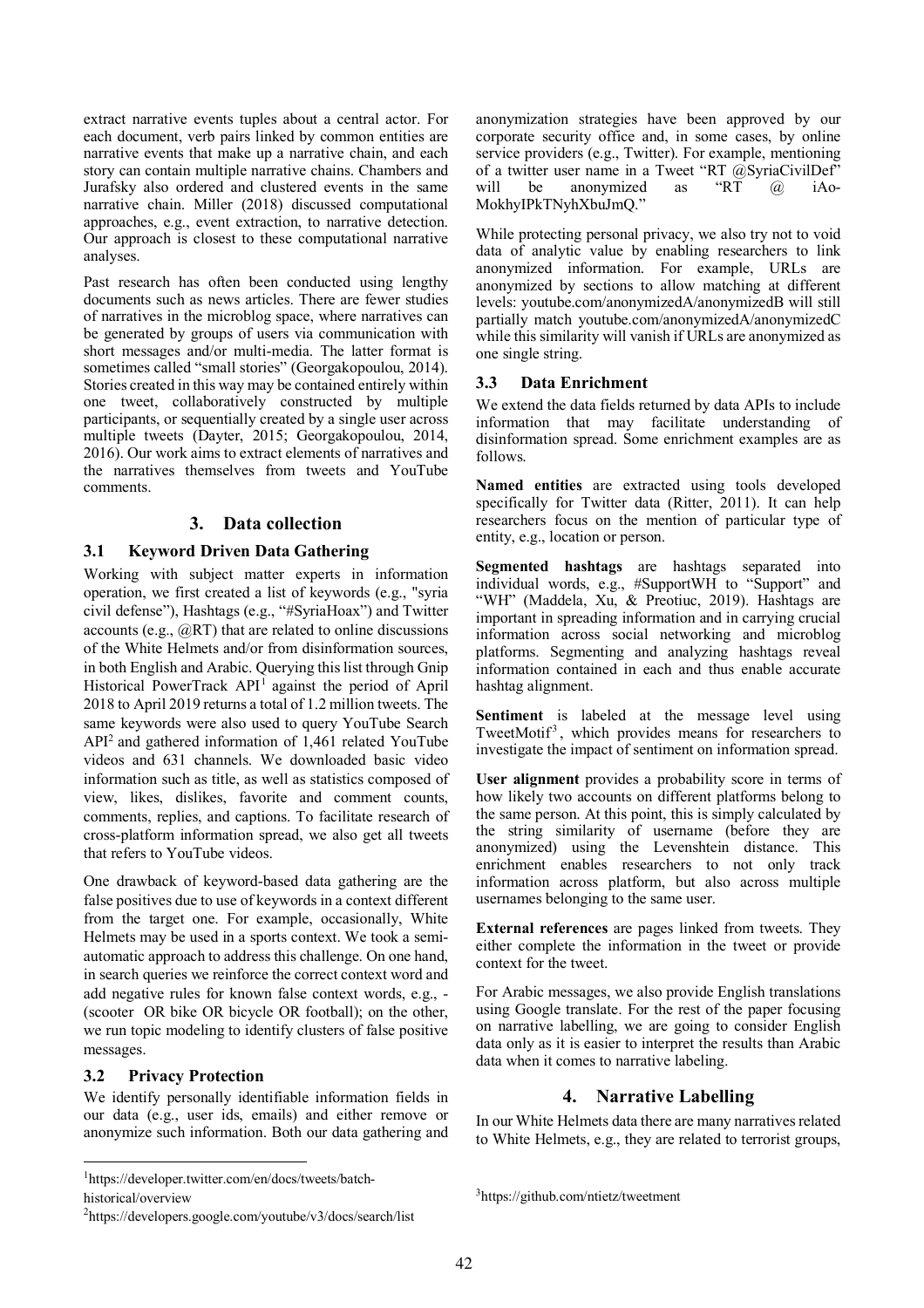extract narrative events tuples about a central actor. For each document, verb pairs linked by common entities are narrative events that make up a narrative chain, and each story can contain multiple narrative chains. Chambers and Jurafsky also ordered and clustered events in the same narrative chain. Miller (2018) discussed computational approaches, e.g., event extraction, to narrative detection. Our approach is closest to these computational narrative analyses.

Past research has often been conducted using lengthy documents such as news articles. There are fewer studies of narratives in the microblog space, where narratives can be generated by groups of users via communication with short messages and/or multi-media. The latter format is sometimes called "small stories" (Georgakopoulou, 2014). Stories created in this way may be contained entirely within one tweet, collaboratively constructed by multiple participants, or sequentially created by a single user across multiple tweets (Dayter, 2015; Georgakopoulou, 2014, 2016). Our work aims to extract elements of narratives and the narratives themselves from tweets and YouTube comments.

## 3. Data collection

### 3.1 Keyword Driven Data Gathering

Working with subject matter experts in information operation, we first created a list of keywords (e.g., "syria civil defense"), Hashtags (e.g., "#SyriaHoax") and Twitter accounts (e.g., @RT) that are related to online discussions of the White Helmets and/or from disinformation sources, in both English and Arabic. Querying this list through Gnip Historical PowerTrack API[1] against the period of April 2018 to April 2019 returns a total of 1.2 million tweets. The same keywords were also used to query YouTube Search API[2] and gathered information of 1,461 related YouTube videos and 631 channels. We downloaded basic video information such as title, as well as statistics composed of view, likes, dislikes, favorite and comment counts, comments, replies, and captions. To facilitate research of cross-platform information spread, we also get all tweets that refers to YouTube videos.

One drawback of keyword-based data gathering are the false positives due to use of keywords in a context different from the target one. For example, occasionally, White Helmets may be used in a sports context. We took a semi-automatic approach to address this challenge. On one hand, in search queries we reinforce the correct context word and add negative rules for known false context words, e.g., -(scooter OR bike OR bicycle OR football); on the other, we run topic modeling to identify clusters of false positive messages.

### 3.2 Privacy Protection

We identify personally identifiable information fields in our data (e.g., user ids, emails) and either remove or anonymize such information. Both our data gathering and anonymization strategies have been approved by our corporate security office and, in some cases, by online service providers (e.g., Twitter). For example, mentioning of a twitter user name in a Tweet "RT @SyriaCivilDef" will be anonymized as "RT @ iAo-MokhyIPkTNyhXbuJmQ."

While protecting personal privacy, we also try not to void data of analytic value by enabling researchers to link anonymized information. For example, URLs are anonymized by sections to allow matching at different levels: youtube.com/anonymizedA/anonymizedB will still partially match youtube.com/anonymizedA/anonymizedC while this similarity will vanish if URLs are anonymized as one single string.

### 3.3 Data Enrichment

We extend the data fields returned by data APIs to include information that may facilitate understanding of disinformation spread. Some enrichment examples are as follows.

**Named entities** are extracted using tools developed specifically for Twitter data (Ritter, 2011). It can help researchers focus on the mention of particular type of entity, e.g., location or person.

**Segmented hashtags** are hashtags separated into individual words, e.g., #SupportWH to "Support" and "WH" (Maddela, Xu, & Preotiuc, 2019). Hashtags are important in spreading information and in carrying crucial information across social networking and microblog platforms. Segmenting and analyzing hashtags reveal information contained in each and thus enable accurate hashtag alignment.

**Sentiment** is labeled at the message level using TweetMotif[3], which provides means for researchers to investigate the impact of sentiment on information spread.

**User alignment** provides a probability score in terms of how likely two accounts on different platforms belong to the same person. At this point, this is simply calculated by the string similarity of username (before they are anonymized) using the Levenshtein distance. This enrichment enables researchers to not only track information across platform, but also across multiple usernames belonging to the same user.

**External references** are pages linked from tweets. They either complete the information in the tweet or provide context for the tweet.

For Arabic messages, we also provide English translations using Google translate. For the rest of the paper focusing on narrative labelling, we are going to consider English data only as it is easier to interpret the results than Arabic data when it comes to narrative labeling.

## 4. Narrative Labelling

In our White Helmets data there are many narratives related to White Helmets, e.g., they are related to terrorist groups,

---

[1] https://developer.twitter.com/en/docs/tweets/batch-historical/overview

[2] https://developers.google.com/youtube/v3/docs/search/list

[3] https://github.com/ntietz/tweetment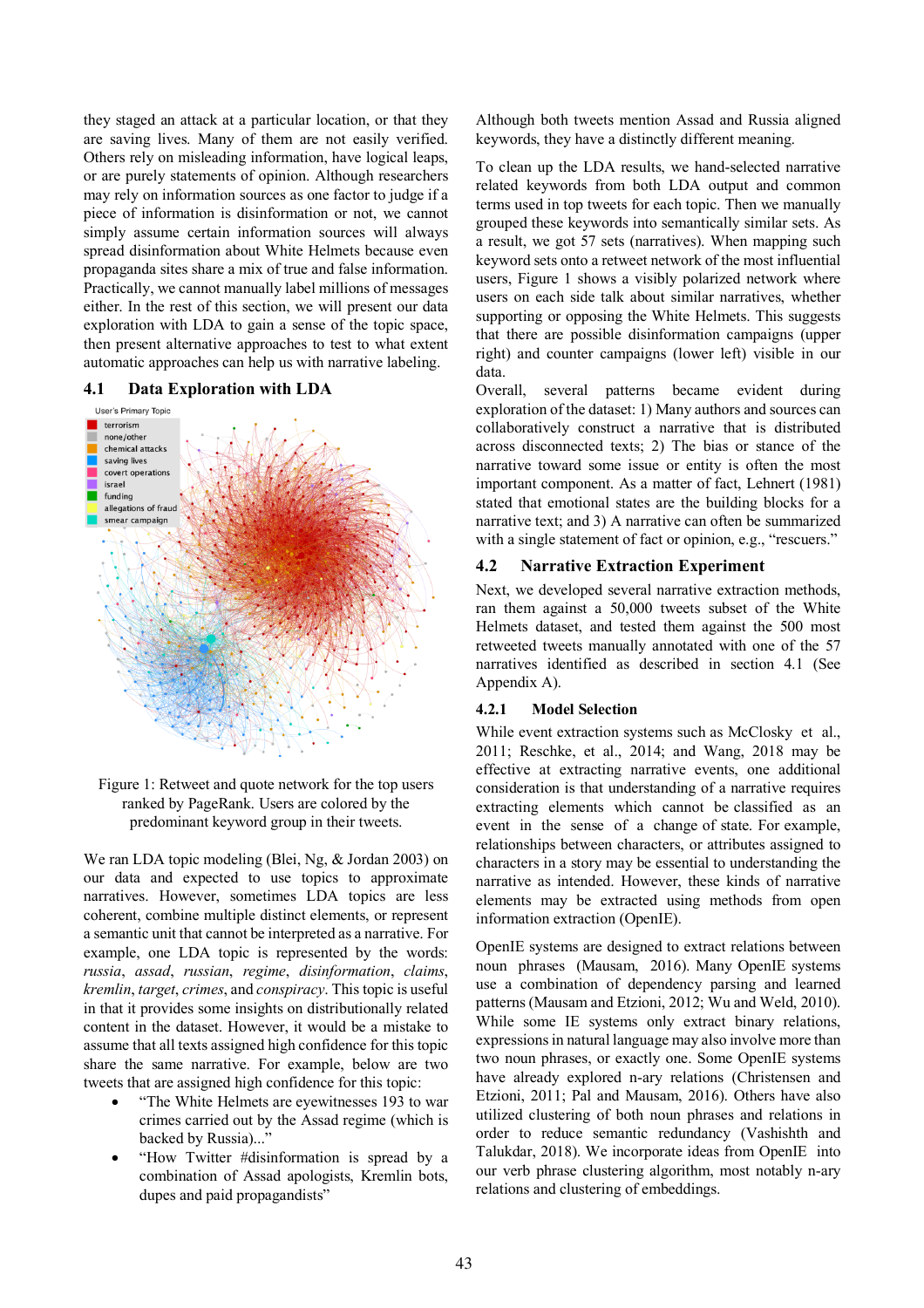they staged an attack at a particular location, or that they are saving lives. Many of them are not easily verified. Others rely on misleading information, have logical leaps, or are purely statements of opinion. Although researchers may rely on information sources as one factor to judge if a piece of information is disinformation or not, we cannot simply assume certain information sources will always spread disinformation about White Helmets because even propaganda sites share a mix of true and false information. Practically, we cannot manually label millions of messages either. In the rest of this section, we will present our data exploration with LDA to gain a sense of the topic space, then present alternative approaches to test to what extent automatic approaches can help us with narrative labeling.

### 4.1 Data Exploration with LDA

Figure 1: Retweet and quote network for the top users ranked by PageRank. Users are colored by the predominant keyword group in their tweets.

We ran LDA topic modeling (Blei, Ng, & Jordan 2003) on our data and expected to use topics to approximate narratives. However, sometimes LDA topics are less coherent, combine multiple distinct elements, or represent a semantic unit that cannot be interpreted as a narrative. For example, one LDA topic is represented by the words: *russia*, *assad*, *russian*, *regime*, *disinformation*, *claims*, *kremlin*, *target*, *crimes*, and *conspiracy*. This topic is useful in that it provides some insights on distributionally related content in the dataset. However, it would be a mistake to assume that all texts assigned high confidence for this topic share the same narrative. For example, below are two tweets that are assigned high confidence for this topic:

- "The White Helmets are eyewitnesses 193 to war crimes carried out by the Assad regime (which is backed by Russia)..."
- "How Twitter #disinformation is spread by a combination of Assad apologists, Kremlin bots, dupes and paid propagandists"

Although both tweets mention Assad and Russia aligned keywords, they have a distinctly different meaning.

To clean up the LDA results, we hand-selected narrative related keywords from both LDA output and common terms used in top tweets for each topic. Then we manually grouped these keywords into semantically similar sets. As a result, we got 57 sets (narratives). When mapping such keyword sets onto a retweet network of the most influential users, Figure 1 shows a visibly polarized network where users on each side talk about similar narratives, whether supporting or opposing the White Helmets. This suggests that there are possible disinformation campaigns (upper right) and counter campaigns (lower left) visible in our data.

Overall, several patterns became evident during exploration of the dataset: 1) Many authors and sources can collaboratively construct a narrative that is distributed across disconnected texts; 2) The bias or stance of the narrative toward some issue or entity is often the most important component. As a matter of fact, Lehnert (1981) stated that emotional states are the building blocks for a narrative text; and 3) A narrative can often be summarized with a single statement of fact or opinion, e.g., "rescuers."

### 4.2 Narrative Extraction Experiment

Next, we developed several narrative extraction methods, ran them against a 50,000 tweets subset of the White Helmets dataset, and tested them against the 500 most retweeted tweets manually annotated with one of the 57 narratives identified as described in section 4.1 (See Appendix A).

#### 4.2.1 Model Selection

While event extraction systems such as McClosky et al., 2011; Reschke, et al., 2014; and Wang, 2018 may be effective at extracting narrative events, one additional consideration is that understanding of a narrative requires extracting elements which cannot be classified as an event in the sense of a change of state. For example, relationships between characters, or attributes assigned to characters in a story may be essential to understanding the narrative as intended. However, these kinds of narrative elements may be extracted using methods from open information extraction (OpenIE).

OpenIE systems are designed to extract relations between noun phrases (Mausam, 2016). Many OpenIE systems use a combination of dependency parsing and learned patterns (Mausam and Etzioni, 2012; Wu and Weld, 2010). While some IE systems only extract binary relations, expressions in natural language may also involve more than two noun phrases, or exactly one. Some OpenIE systems have already explored n-ary relations (Christensen and Etzioni, 2011; Pal and Mausam, 2016). Others have also utilized clustering of both noun phrases and relations in order to reduce semantic redundancy (Vashishth and Talukdar, 2018). We incorporate ideas from OpenIE into our verb phrase clustering algorithm, most notably n-ary relations and clustering of embeddings.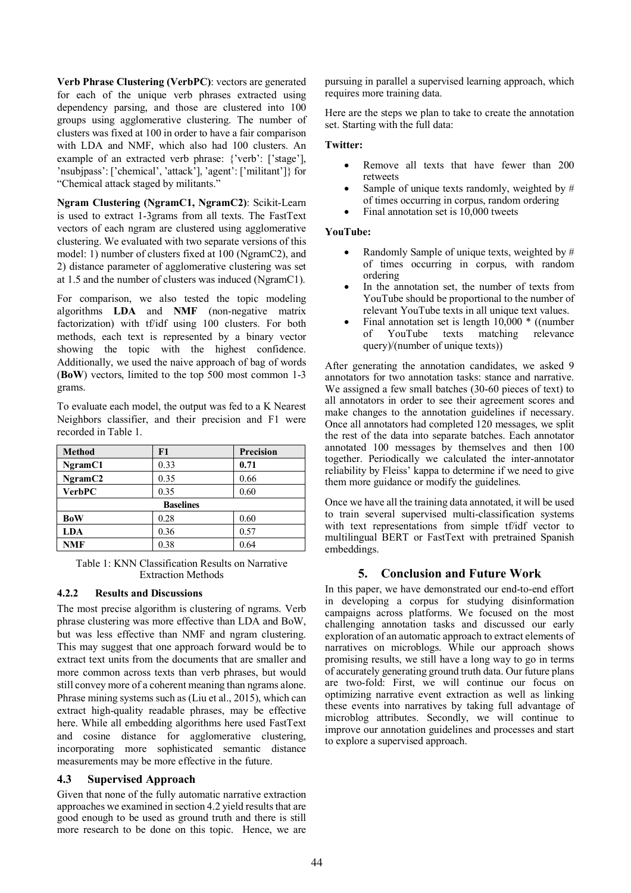**Verb Phrase Clustering (VerbPC)**: vectors are generated for each of the unique verb phrases extracted using dependency parsing, and those are clustered into 100 groups using agglomerative clustering. The number of clusters was fixed at 100 in order to have a fair comparison with LDA and NMF, which also had 100 clusters. An example of an extracted verb phrase: {'verb': ['stage'], 'nsubjpass': ['chemical', 'attack'], 'agent': ['militant']} for "Chemical attack staged by militants."

**Ngram Clustering (NgramC1, NgramC2)**: Scikit-Learn is used to extract 1-3grams from all texts. The FastText vectors of each ngram are clustered using agglomerative clustering. We evaluated with two separate versions of this model: 1) number of clusters fixed at 100 (NgramC2), and 2) distance parameter of agglomerative clustering was set at 1.5 and the number of clusters was induced (NgramC1).

For comparison, we also tested the topic modeling algorithms **LDA** and **NMF** (non-negative matrix factorization) with tf/idf using 100 clusters. For both methods, each text is represented by a binary vector showing the topic with the highest confidence. Additionally, we used the naive approach of bag of words (**BoW**) vectors, limited to the top 500 most common 1-3 grams.

To evaluate each model, the output was fed to a K Nearest Neighbors classifier, and their precision and F1 were recorded in Table 1.

| Method | F1 | Precision |
|---|---|---|
| **NgramC1** | 0.33 | **0.71** |
| **NgramC2** | 0.35 | 0.66 |
| **VerbPC** | 0.35 | 0.60 |
| | **Baselines** | |
| **BoW** | 0.28 | 0.60 |
| **LDA** | 0.36 | 0.57 |
| **NMF** | 0.38 | 0.64 |

Table 1: KNN Classification Results on Narrative Extraction Methods

#### 4.2.2 Results and Discussions

The most precise algorithm is clustering of ngrams. Verb phrase clustering was more effective than LDA and BoW, but was less effective than NMF and ngram clustering. This may suggest that one approach forward would be to extract text units from the documents that are smaller and more common across texts than verb phrases, but would still convey more of a coherent meaning than ngrams alone. Phrase mining systems such as (Liu et al., 2015), which can extract high-quality readable phrases, may be effective here. While all embedding algorithms here used FastText and cosine distance for agglomerative clustering, incorporating more sophisticated semantic distance measurements may be more effective in the future.

### 4.3 Supervised Approach

Given that none of the fully automatic narrative extraction approaches we examined in section 4.2 yield results that are good enough to be used as ground truth and there is still more research to be done on this topic. Hence, we are pursuing in parallel a supervised learning approach, which requires more training data.

Here are the steps we plan to take to create the annotation set. Starting with the full data:

**Twitter:**

- Remove all texts that have fewer than 200 retweets
- Sample of unique texts randomly, weighted by # of times occurring in corpus, random ordering
- Final annotation set is 10,000 tweets

**YouTube:**

- Randomly Sample of unique texts, weighted by # of times occurring in corpus, with random ordering
- In the annotation set, the number of texts from YouTube should be proportional to the number of relevant YouTube texts in all unique text values.
- Final annotation set is length 10,000 * ((number of YouTube texts matching relevance query)/(number of unique texts))

After generating the annotation candidates, we asked 9 annotators for two annotation tasks: stance and narrative. We assigned a few small batches (30-60 pieces of text) to all annotators in order to see their agreement scores and make changes to the annotation guidelines if necessary. Once all annotators had completed 120 messages, we split the rest of the data into separate batches. Each annotator annotated 100 messages by themselves and then 100 together. Periodically we calculated the inter-annotator reliability by Fleiss' kappa to determine if we need to give them more guidance or modify the guidelines.

Once we have all the training data annotated, it will be used to train several supervised multi-classification systems with text representations from simple tf/idf vector to multilingual BERT or FastText with pretrained Spanish embeddings.

## 5. Conclusion and Future Work

In this paper, we have demonstrated our end-to-end effort in developing a corpus for studying disinformation campaigns across platforms. We focused on the most challenging annotation tasks and discussed our early exploration of an automatic approach to extract elements of narratives on microblogs. While our approach shows promising results, we still have a long way to go in terms of accurately generating ground truth data. Our future plans are two-fold: First, we will continue our focus on optimizing narrative event extraction as well as linking these events into narratives by taking full advantage of microblog attributes. Secondly, we will continue to improve our annotation guidelines and processes and start to explore a supervised approach.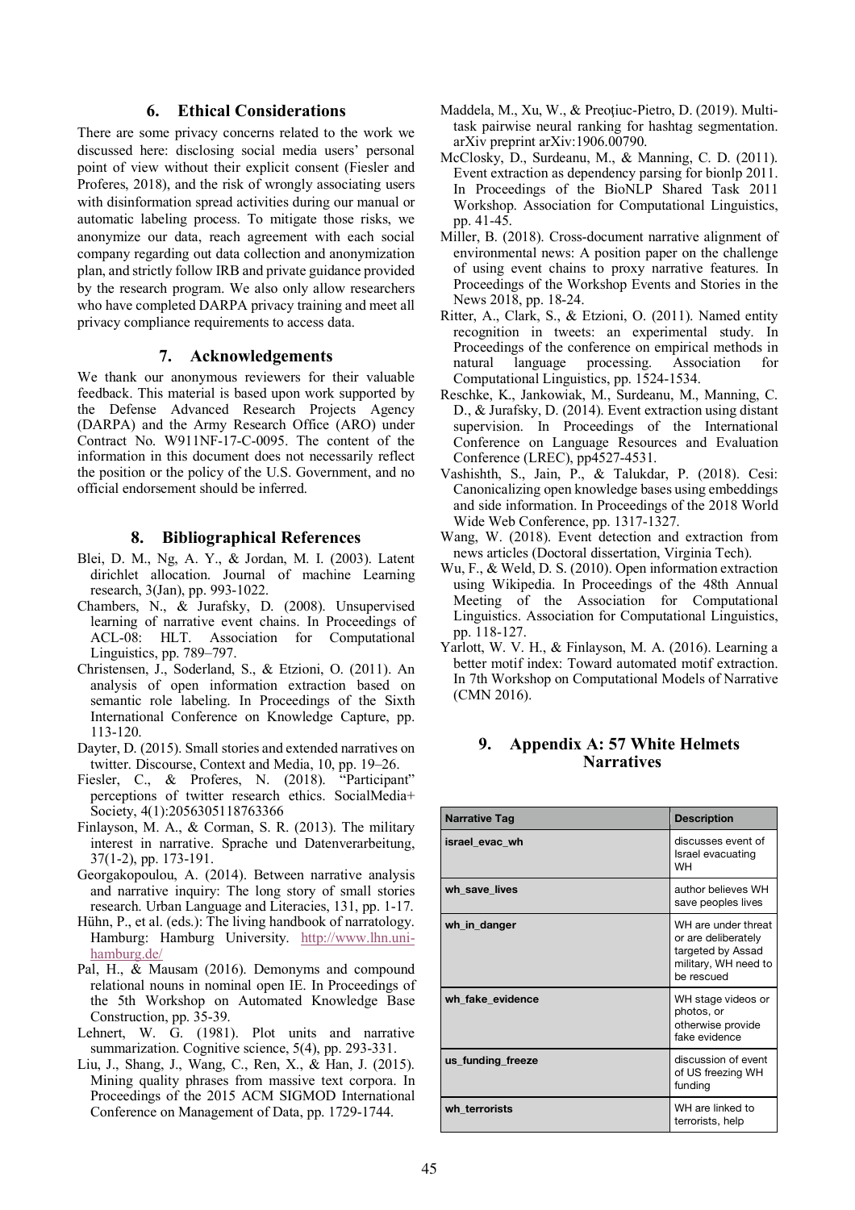## 6. Ethical Considerations

There are some privacy concerns related to the work we discussed here: disclosing social media users' personal point of view without their explicit consent (Fiesler and Proferes, 2018), and the risk of wrongly associating users with disinformation spread activities during our manual or automatic labeling process. To mitigate those risks, we anonymize our data, reach agreement with each social company regarding out data collection and anonymization plan, and strictly follow IRB and private guidance provided by the research program. We also only allow researchers who have completed DARPA privacy training and meet all privacy compliance requirements to access data.

## 7. Acknowledgements

We thank our anonymous reviewers for their valuable feedback. This material is based upon work supported by the Defense Advanced Research Projects Agency (DARPA) and the Army Research Office (ARO) under Contract No. W911NF-17-C-0095. The content of the information in this document does not necessarily reflect the position or the policy of the U.S. Government, and no official endorsement should be inferred.

## 8. Bibliographical References

Blei, D. M., Ng, A. Y., & Jordan, M. I. (2003). Latent dirichlet allocation. Journal of machine Learning research, 3(Jan), pp. 993-1022.

Chambers, N., & Jurafsky, D. (2008). Unsupervised learning of narrative event chains. In Proceedings of ACL-08: HLT. Association for Computational Linguistics, pp. 789–797.

Christensen, J., Soderland, S., & Etzioni, O. (2011). An analysis of open information extraction based on semantic role labeling. In Proceedings of the Sixth International Conference on Knowledge Capture, pp. 113-120.

Dayter, D. (2015). Small stories and extended narratives on twitter. Discourse, Context and Media, 10, pp. 19–26.

Fiesler, C., & Proferes, N. (2018). "Participant" perceptions of twitter research ethics. SocialMedia+ Society, 4(1):2056305118763366

Finlayson, M. A., & Corman, S. R. (2013). The military interest in narrative. Sprache und Datenverarbeitung, 37(1-2), pp. 173-191.

Georgakopoulou, A. (2014). Between narrative analysis and narrative inquiry: The long story of small stories research. Urban Language and Literacies, 131, pp. 1-17.

Hühn, P., et al. (eds.): The living handbook of narratology. Hamburg: Hamburg University. http://www.lhn.uni-hamburg.de/

Pal, H., & Mausam (2016). Demonyms and compound relational nouns in nominal open IE. In Proceedings of the 5th Workshop on Automated Knowledge Base Construction, pp. 35-39.

Lehnert, W. G. (1981). Plot units and narrative summarization. Cognitive science, 5(4), pp. 293-331.

Liu, J., Shang, J., Wang, C., Ren, X., & Han, J. (2015). Mining quality phrases from massive text corpora. In Proceedings of the 2015 ACM SIGMOD International Conference on Management of Data, pp. 1729-1744.

Maddela, M., Xu, W., & Preoţiuc-Pietro, D. (2019). Multi-task pairwise neural ranking for hashtag segmentation. arXiv preprint arXiv:1906.00790.

McClosky, D., Surdeanu, M., & Manning, C. D. (2011). Event extraction as dependency parsing for bionlp 2011. In Proceedings of the BioNLP Shared Task 2011 Workshop. Association for Computational Linguistics, pp. 41-45.

Miller, B. (2018). Cross-document narrative alignment of environmental news: A position paper on the challenge of using event chains to proxy narrative features. In Proceedings of the Workshop Events and Stories in the News 2018, pp. 18-24.

Ritter, A., Clark, S., & Etzioni, O. (2011). Named entity recognition in tweets: an experimental study. In Proceedings of the conference on empirical methods in natural language processing. Association for Computational Linguistics, pp. 1524-1534.

Reschke, K., Jankowiak, M., Surdeanu, M., Manning, C. D., & Jurafsky, D. (2014). Event extraction using distant supervision. In Proceedings of the International Conference on Language Resources and Evaluation Conference (LREC), pp4527-4531.

Vashishth, S., Jain, P., & Talukdar, P. (2018). Cesi: Canonicalizing open knowledge bases using embeddings and side information. In Proceedings of the 2018 World Wide Web Conference, pp. 1317-1327.

Wang, W. (2018). Event detection and extraction from news articles (Doctoral dissertation, Virginia Tech).

Wu, F., & Weld, D. S. (2010). Open information extraction using Wikipedia. In Proceedings of the 48th Annual Meeting of the Association for Computational Linguistics. Association for Computational Linguistics, pp. 118-127.

Yarlott, W. V. H., & Finlayson, M. A. (2016). Learning a better motif index: Toward automated motif extraction. In 7th Workshop on Computational Models of Narrative (CMN 2016).

## 9. Appendix A: 57 White Helmets Narratives

| Narrative Tag | Description |
|---|---|
| israel_evac_wh | discusses event of Israel evacuating WH |
| wh_save_lives | author believes WH save peoples lives |
| wh_in_danger | WH are under threat or are deliberately targeted by Assad military, WH need to be rescued |
| wh_fake_evidence | WH stage videos or photos, or otherwise provide fake evidence |
| us_funding_freeze | discussion of event of US freezing WH funding |
| wh_terrorists | WH are linked to terrorists, help |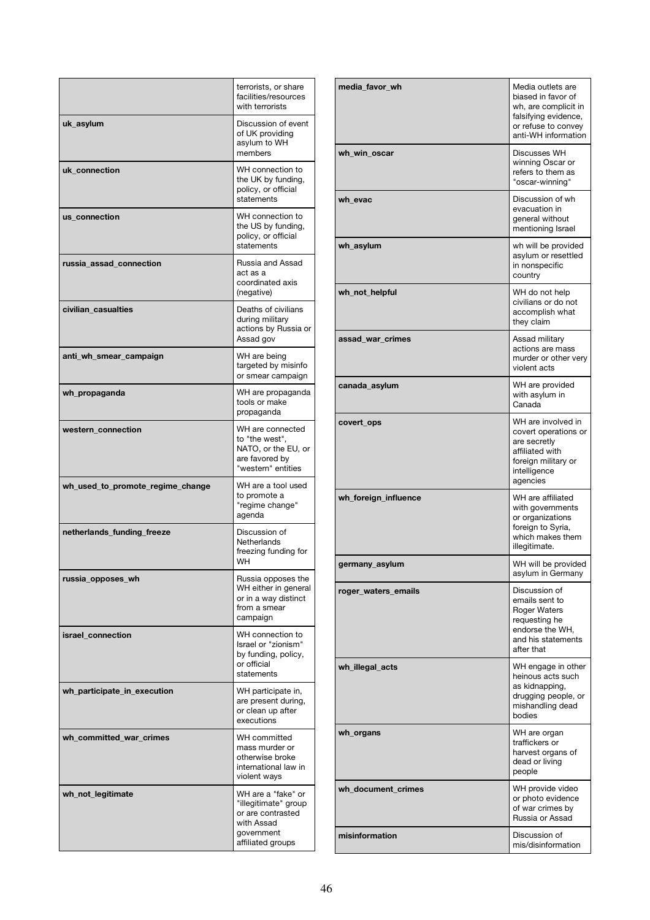| | |
|---|---|
| | terrorists, or share facilities/resources with terrorists |
| **uk_asylum** | Discussion of event of UK providing asylum to WH members |
| **uk_connection** | WH connection to the UK by funding, policy, or official statements |
| **us_connection** | WH connection to the US by funding, policy, or official statements |
| **russia_assad_connection** | Russia and Assad act as a coordinated axis (negative) |
| **civilian_casualties** | Deaths of civilians during military actions by Russia or Assad gov |
| **anti_wh_smear_campaign** | WH are being targeted by misinfo or smear campaign |
| **wh_propaganda** | WH are propaganda tools or make propaganda |
| **western_connection** | WH are connected to "the west", NATO, or the EU, or are favored by "western" entities |
| **wh_used_to_promote_regime_change** | WH are a tool used to promote a "regime change" agenda |
| **netherlands_funding_freeze** | Discussion of Netherlands freezing funding for WH |
| **russia_opposes_wh** | Russia opposes the WH either in general or in a way distinct from a smear campaign |
| **israel_connection** | WH connection to Israel or "zionism" by funding, policy, or official statements |
| **wh_participate_in_execution** | WH participate in, are present during, or clean up after executions |
| **wh_committed_war_crimes** | WH committed mass murder or otherwise broke international law in violent ways |
| **wh_not_legitimate** | WH are a "fake" or "illegitimate" group or are contrasted with Assad government affiliated groups |
| **media_favor_wh** | Media outlets are biased in favor of wh, are complicit in falsifying evidence, or refuse to convey anti-WH information |
| **wh_win_oscar** | Discusses WH winning Oscar or refers to them as "oscar-winning" |
| **wh_evac** | Discussion of wh evacuation in general without mentioning Israel |
| **wh_asylum** | wh will be provided asylum or resettled in nonspecific country |
| **wh_not_helpful** | WH do not help civilians or do not accomplish what they claim |
| **assad_war_crimes** | Assad military actions are mass murder or other very violent acts |
| **canada_asylum** | WH are provided with asylum in Canada |
| **covert_ops** | WH are involved in covert operations or are secretly affiliated with foreign military or intelligence agencies |
| **wh_foreign_influence** | WH are affiliated with governments or organizations foreign to Syria, which makes them illegitimate. |
| **germany_asylum** | WH will be provided asylum in Germany |
| **roger_waters_emails** | Discussion of emails sent to Roger Waters requesting he endorse the WH, and his statements after that |
| **wh_illegal_acts** | WH engage in other heinous acts such as kidnapping, drugging people, or mishandling dead bodies |
| **wh_organs** | WH are organ traffickers or harvest organs of dead or living people |
| **wh_document_crimes** | WH provide video or photo evidence of war crimes by Russia or Assad |
| **misinformation** | Discussion of mis/disinformation |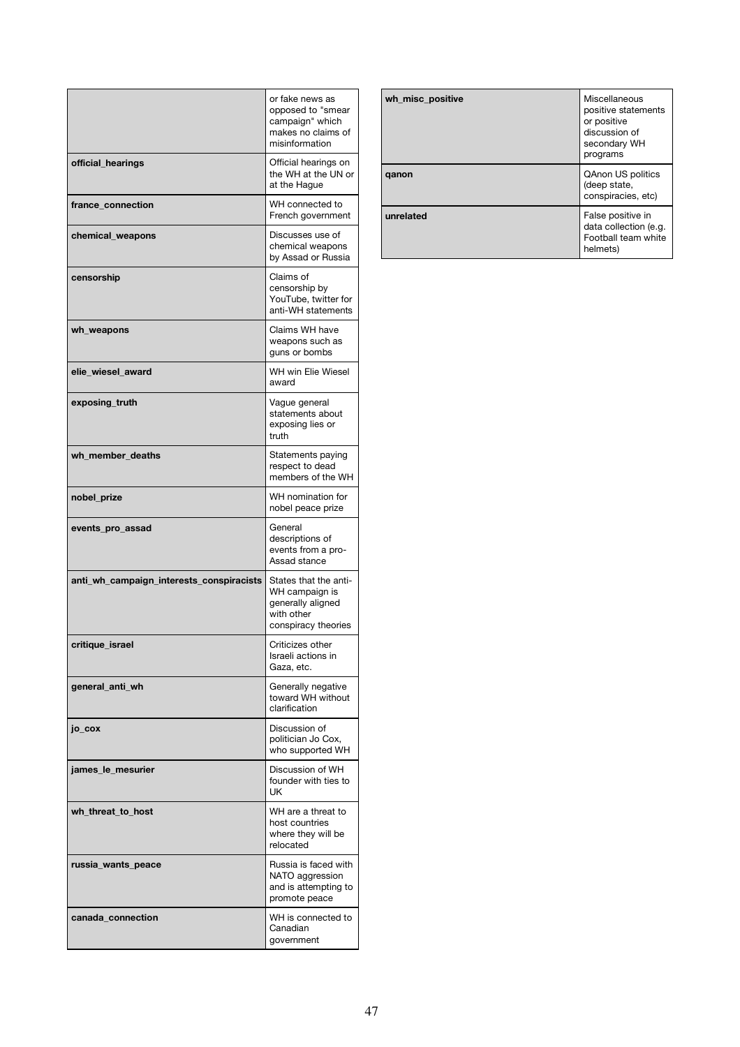| | |
|---|---|
| | or fake news as opposed to "smear campaign" which makes no claims of misinformation |
| official_hearings | Official hearings on the WH at the UN or at the Hague |
| france_connection | WH connected to French government |
| chemical_weapons | Discusses use of chemical weapons by Assad or Russia |
| censorship | Claims of censorship by YouTube, twitter for anti-WH statements |
| wh_weapons | Claims WH have weapons such as guns or bombs |
| elie_wiesel_award | WH win Elie Wiesel award |
| exposing_truth | Vague general statements about exposing lies or truth |
| wh_member_deaths | Statements paying respect to dead members of the WH |
| nobel_prize | WH nomination for nobel peace prize |
| events_pro_assad | General descriptions of events from a pro-Assad stance |
| anti_wh_campaign_interests_conspiracists | States that the anti-WH campaign is generally aligned with other conspiracy theories |
| critique_israel | Criticizes other Israeli actions in Gaza, etc. |
| general_anti_wh | Generally negative toward WH without clarification |
| jo_cox | Discussion of politician Jo Cox, who supported WH |
| james_le_mesurier | Discussion of WH founder with ties to UK |
| wh_threat_to_host | WH are a threat to host countries where they will be relocated |
| russia_wants_peace | Russia is faced with NATO aggression and is attempting to promote peace |
| canada_connection | WH is connected to Canadian government |
| wh_misc_positive | Miscellaneous positive statements or positive discussion of secondary WH programs |
| qanon | QAnon US politics (deep state, conspiracies, etc) |
| unrelated | False positive in data collection (e.g. Football team white helmets) |